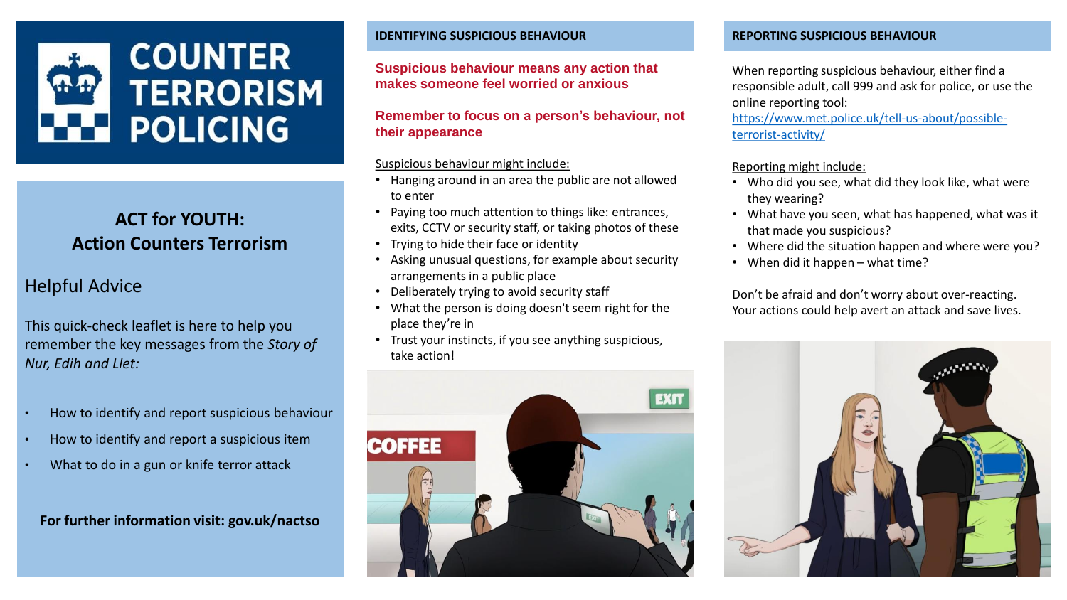# COUNTER TERRORISM POLICING

## ACT for YOUTH: Action Counters Terrorism

### Helpful Advice

This quick-check leaflet is here to help you remember the key messages from the *Story of Nur, Edih and Llet:*

- How to identify and report suspicious behaviour
- How to identify and report a suspicious item
- What to do in a gun or knife terror attack

**For further information visit: gov.uk/nactso**

## IDENTIFYING SUSPICIOUS BEHAVIOUR

**Suspicious behaviour means any action that makes someone feel worried or anxious**

**Remember to focus on a person's behaviour, not their appearance**

Suspicious behaviour might include:

- Hanging around in an area the public are not allowed to enter
- Paying too much attention to things like: entrances, exits, CCTV or security staff, or taking photos of these
- Trying to hide their face or identity
- Asking unusual questions, for example about security arrangements in a public place
- Deliberately trying to avoid security staff
- What the person is doing doesn't seem right for the place they're in
- Trust your instincts, if you see anything suspicious, take action!

## REPORTING SUSPICIOUS BEHAVIOUR

When reporting suspicious behaviour, either find a responsible adult, call 999 and ask for police, or use the online reporting tool: https://www.met.police.uk/tell-us-about/possible-terrorist-activity/

Reporting might include:

- Who did you see, what did they look like, what were they wearing?
- What have you seen, what has happened, what was it that made you suspicious?
- Where did the situation happen and where were you?
- When did it happen – what time?

Don't be afraid and don't worry about over-reacting. Your actions could help avert an attack and save lives.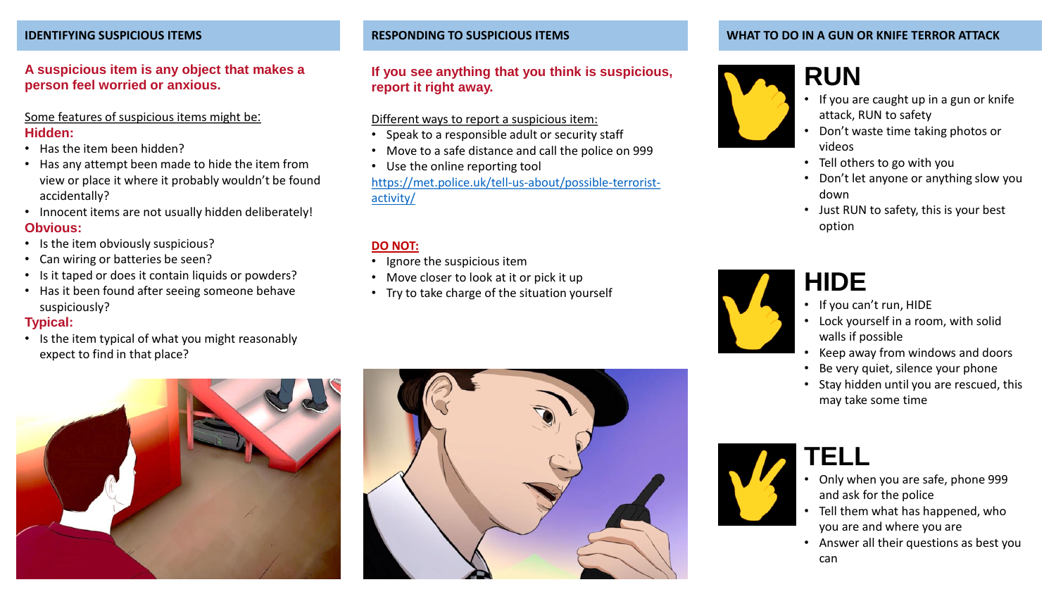## IDENTIFYING SUSPICIOUS ITEMS

**A suspicious item is any object that makes a person feel worried or anxious.**

Some features of suspicious items might be:

**Hidden:**

- Has the item been hidden?
- Has any attempt been made to hide the item from view or place it where it probably wouldn't be found accidentally?
- Innocent items are not usually hidden deliberately!

**Obvious:**

- Is the item obviously suspicious?
- Can wiring or batteries be seen?
- Is it taped or does it contain liquids or powders?
- Has it been found after seeing someone behave suspiciously?

**Typical:**

- Is the item typical of what you might reasonably expect to find in that place?

## RESPONDING TO SUSPICIOUS ITEMS

**If you see anything that you think is suspicious, report it right away.**

Different ways to report a suspicious item:

- Speak to a responsible adult or security staff
- Move to a safe distance and call the police on 999
- Use the online reporting tool https://met.police.uk/tell-us-about/possible-terrorist-activity/

**DO NOT:**

- Ignore the suspicious item
- Move closer to look at it or pick it up
- Try to take charge of the situation yourself

## WHAT TO DO IN A GUN OR KNIFE TERROR ATTACK

### RUN

- If you are caught up in a gun or knife attack, RUN to safety
- Don't waste time taking photos or videos
- Tell others to go with you
- Don't let anyone or anything slow you down
- Just RUN to safety, this is your best option

### HIDE

- If you can't run, HIDE
- Lock yourself in a room, with solid walls if possible
- Keep away from windows and doors
- Be very quiet, silence your phone
- Stay hidden until you are rescued, this may take some time

### TELL

- Only when you are safe, phone 999 and ask for the police
- Tell them what has happened, who you are and where you are
- Answer all their questions as best you can